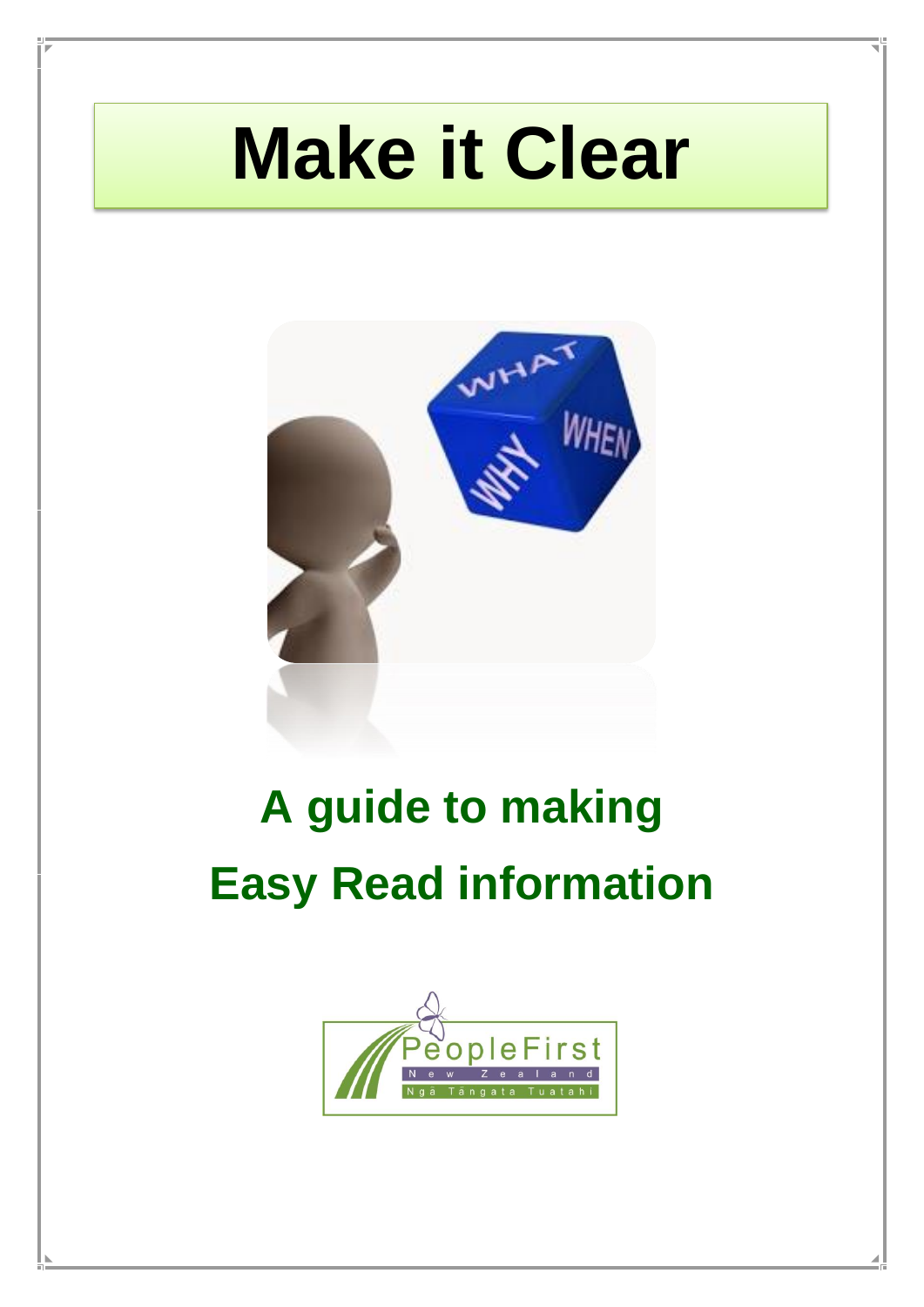# Make it Clear

## A guide to making Easy Read information

PeopleFirst
New Zealand
Ngā Tāngata Tuatahi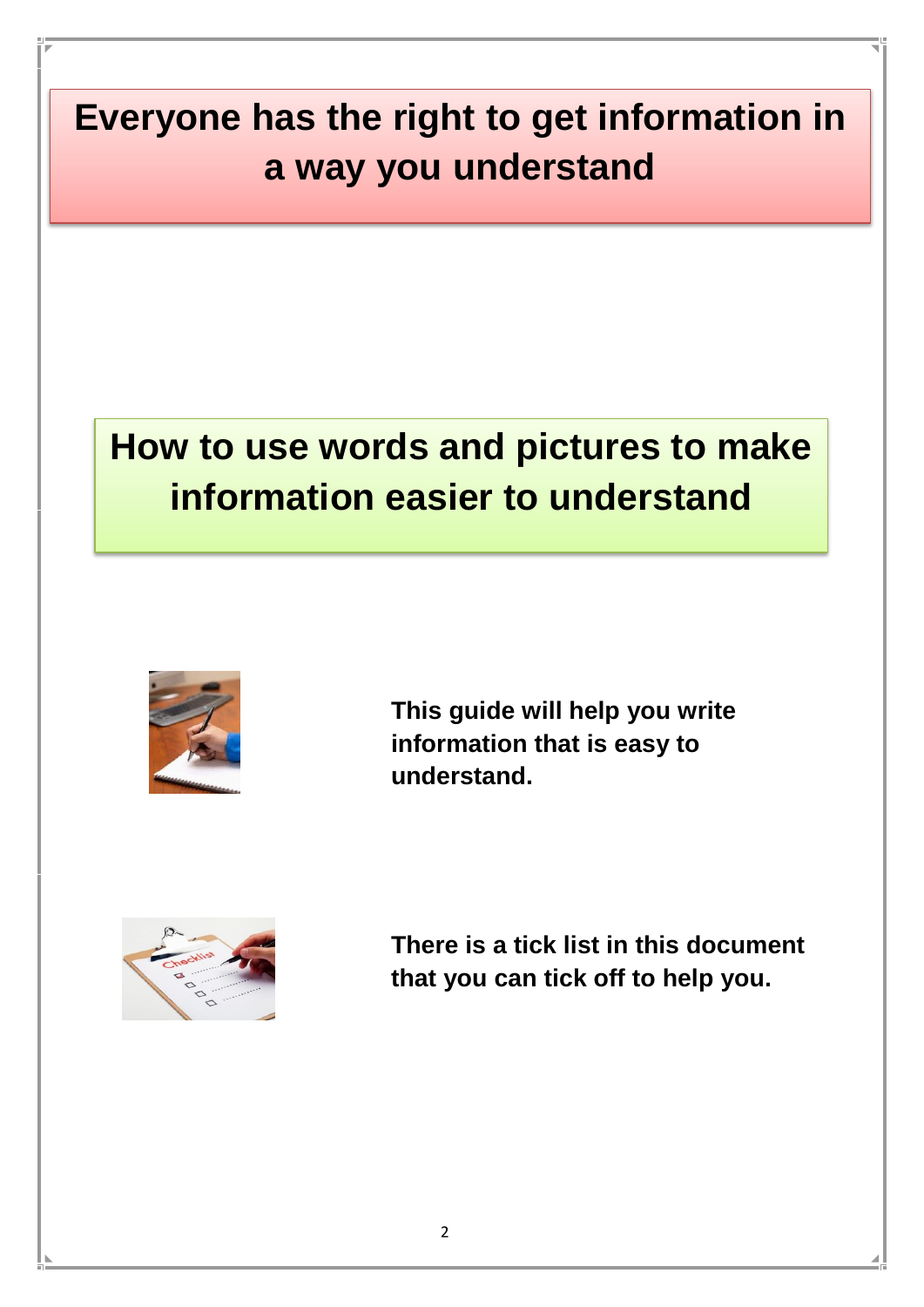# Everyone has the right to get information in a way you understand

## How to use words and pictures to make information easier to understand

**This guide will help you write information that is easy to understand.**

**There is a tick list in this document that you can tick off to help you.**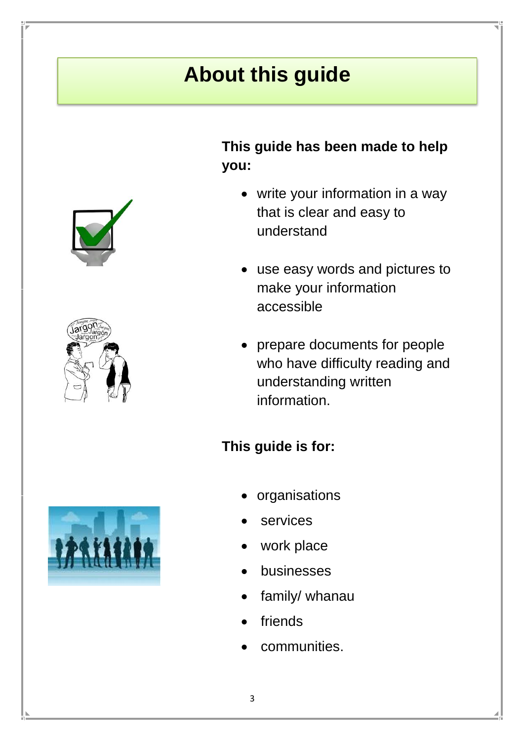# About this guide

**This guide has been made to help you:**

- write your information in a way that is clear and easy to understand
- use easy words and pictures to make your information accessible
- prepare documents for people who have difficulty reading and understanding written information.

**This guide is for:**

- organisations
- services
- work place
- businesses
- family/ whanau
- friends
- communities.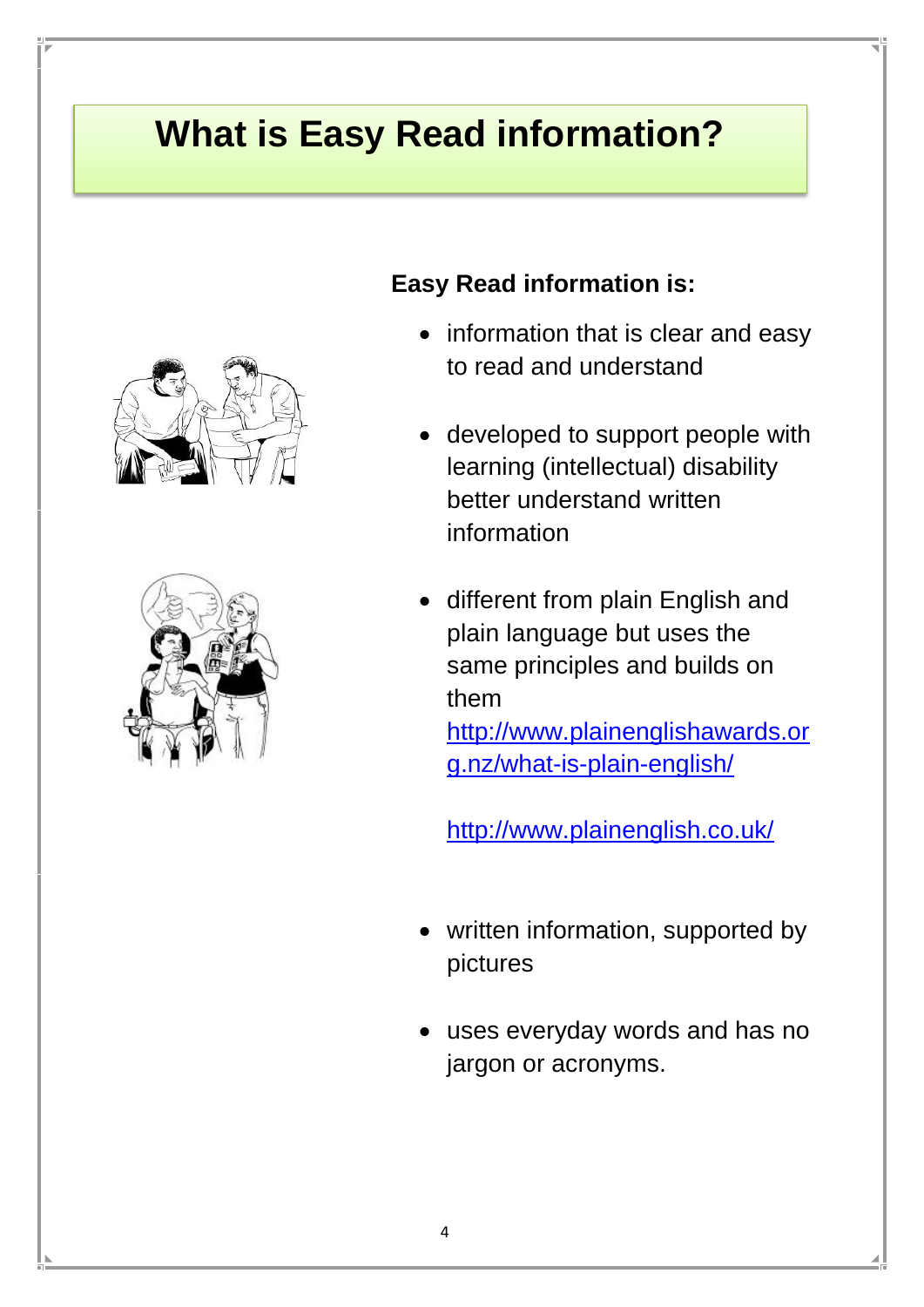# What is Easy Read information?

**Easy Read information is:**

- information that is clear and easy to read and understand

- developed to support people with learning (intellectual) disability better understand written information

- different from plain English and plain language but uses the same principles and builds on them
  http://www.plainenglishawards.org.nz/what-is-plain-english/

  http://www.plainenglish.co.uk/

- written information, supported by pictures

- uses everyday words and has no jargon or acronyms.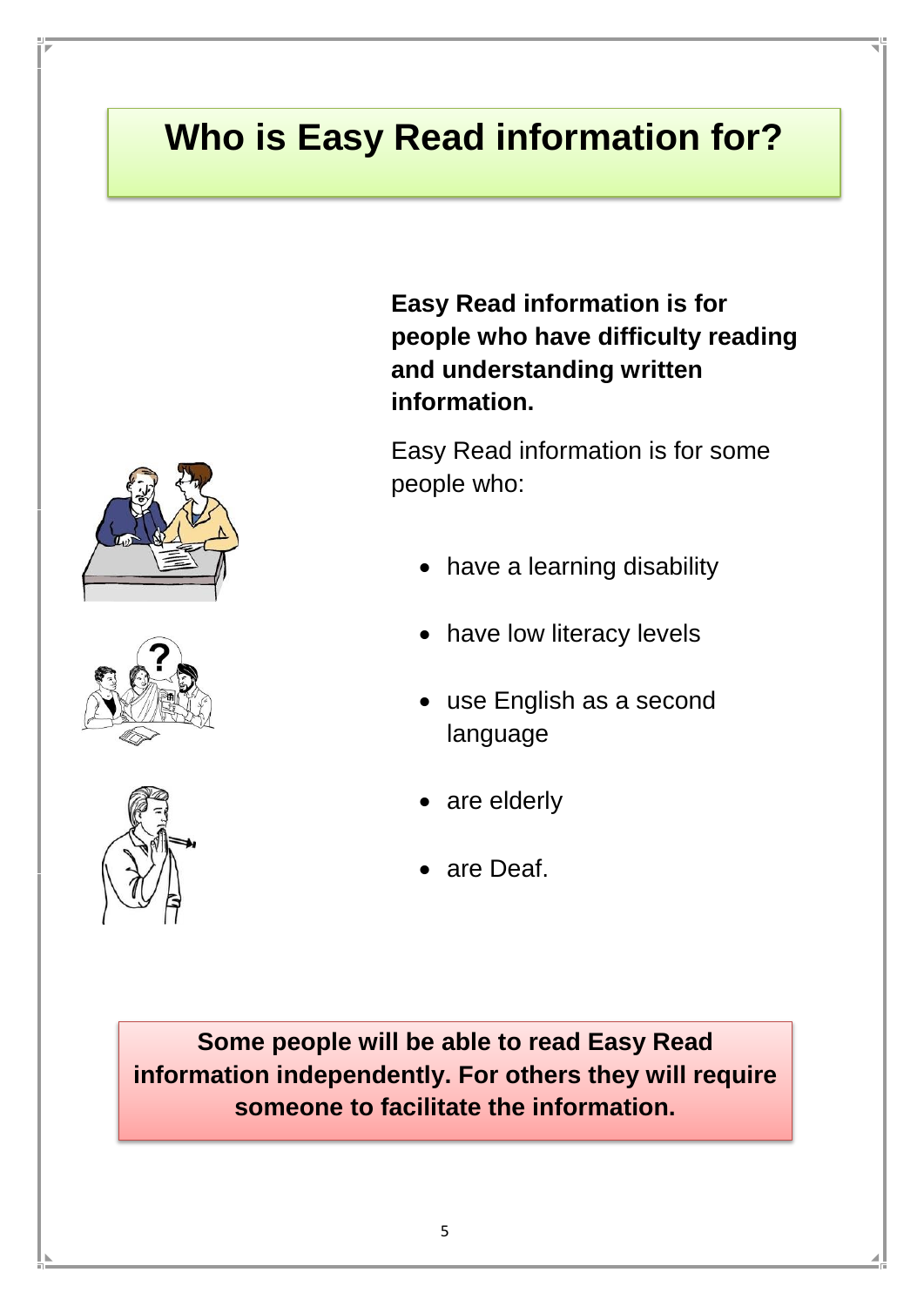# Who is Easy Read information for?

**Easy Read information is for people who have difficulty reading and understanding written information.**

Easy Read information is for some people who:

- have a learning disability
- have low literacy levels
- use English as a second language
- are elderly
- are Deaf.

**Some people will be able to read Easy Read information independently. For others they will require someone to facilitate the information.**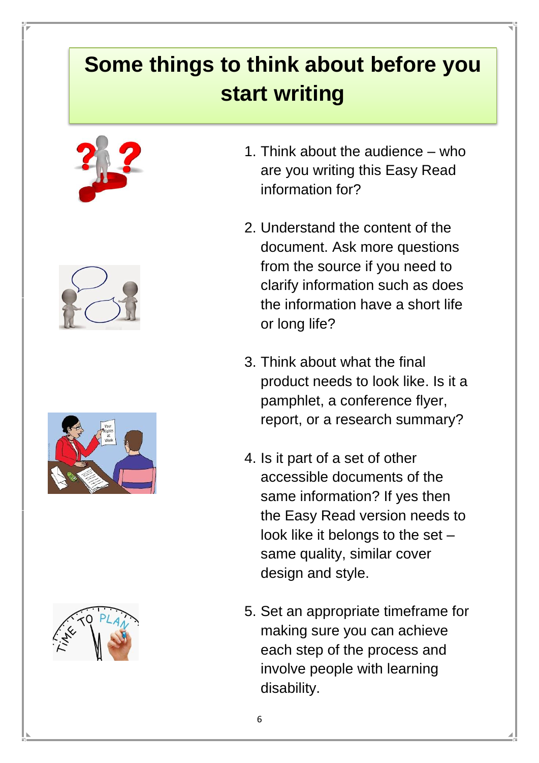# Some things to think about before you start writing

1. Think about the audience – who are you writing this Easy Read information for?

2. Understand the content of the document. Ask more questions from the source if you need to clarify information such as does the information have a short life or long life?

3. Think about what the final product needs to look like. Is it a pamphlet, a conference flyer, report, or a research summary?

4. Is it part of a set of other accessible documents of the same information? If yes then the Easy Read version needs to look like it belongs to the set – same quality, similar cover design and style.

5. Set an appropriate timeframe for making sure you can achieve each step of the process and involve people with learning disability.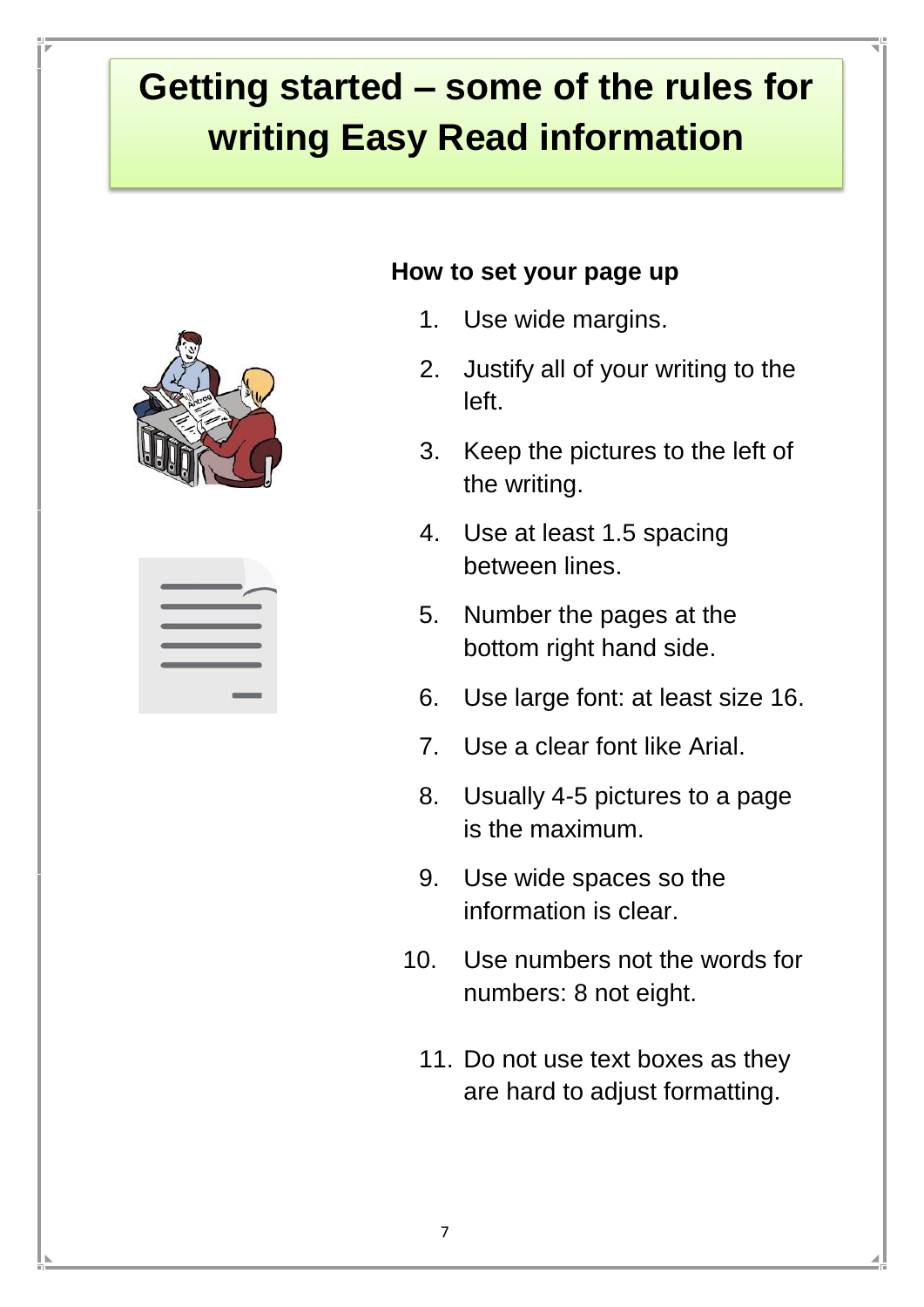# Getting started – some of the rules for writing Easy Read information

**How to set your page up**

1. Use wide margins.
2. Justify all of your writing to the left.
3. Keep the pictures to the left of the writing.
4. Use at least 1.5 spacing between lines.
5. Number the pages at the bottom right hand side.
6. Use large font: at least size 16.
7. Use a clear font like Arial.
8. Usually 4-5 pictures to a page is the maximum.
9. Use wide spaces so the information is clear.
10. Use numbers not the words for numbers: 8 not eight.
11. Do not use text boxes as they are hard to adjust formatting.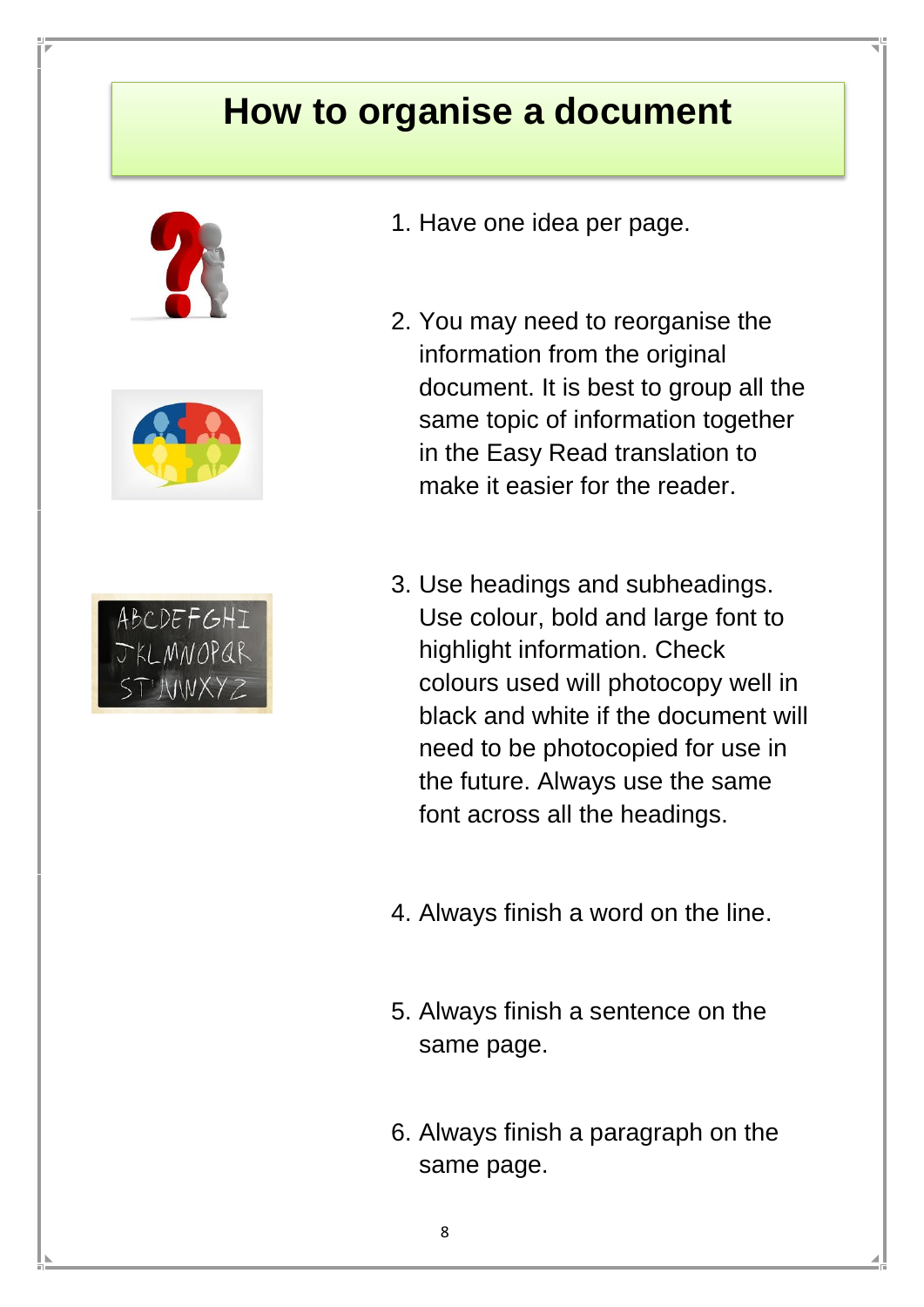# How to organise a document

1. Have one idea per page.

2. You may need to reorganise the information from the original document. It is best to group all the same topic of information together in the Easy Read translation to make it easier for the reader.

3. Use headings and subheadings. Use colour, bold and large font to highlight information. Check colours used will photocopy well in black and white if the document will need to be photocopied for use in the future. Always use the same font across all the headings.

4. Always finish a word on the line.

5. Always finish a sentence on the same page.

6. Always finish a paragraph on the same page.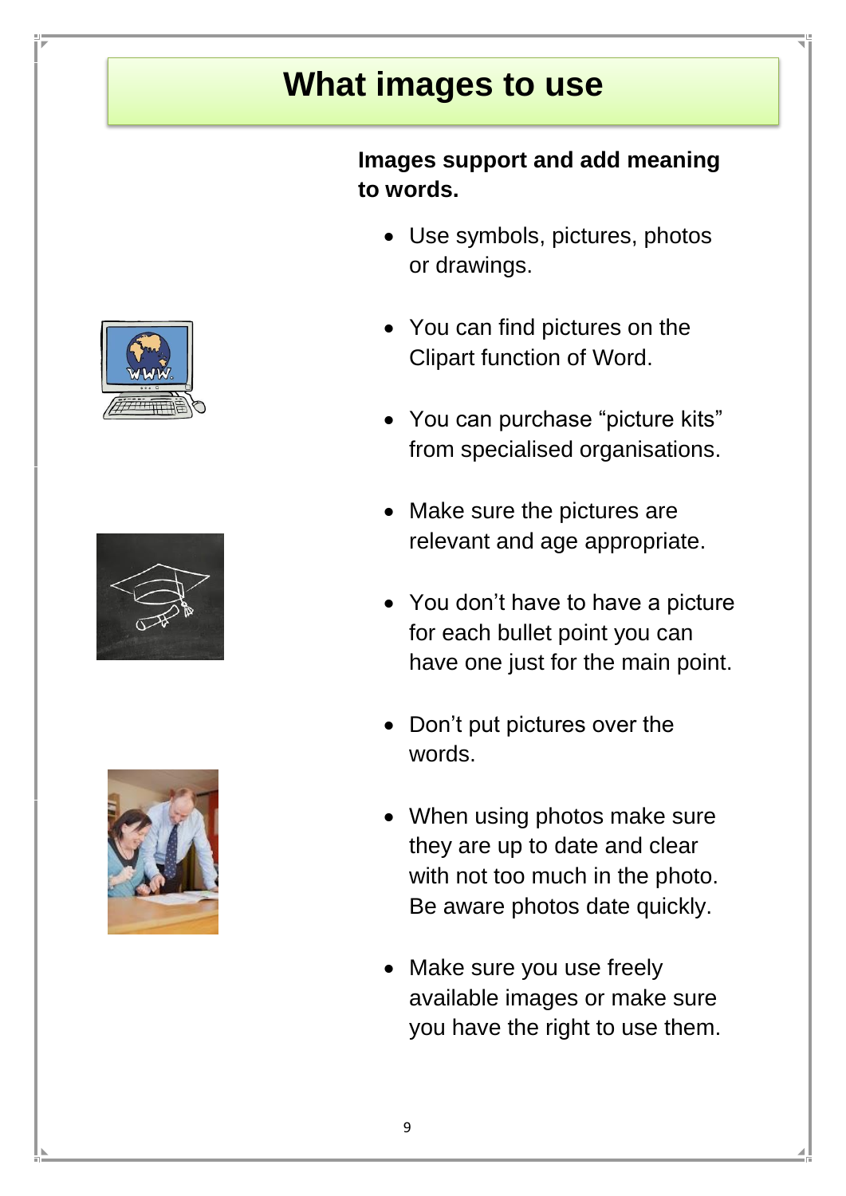# What images to use

**Images support and add meaning to words.**

- Use symbols, pictures, photos or drawings.
- You can find pictures on the Clipart function of Word.
- You can purchase “picture kits” from specialised organisations.
- Make sure the pictures are relevant and age appropriate.
- You don’t have to have a picture for each bullet point you can have one just for the main point.
- Don’t put pictures over the words.
- When using photos make sure they are up to date and clear with not too much in the photo. Be aware photos date quickly.
- Make sure you use freely available images or make sure you have the right to use them.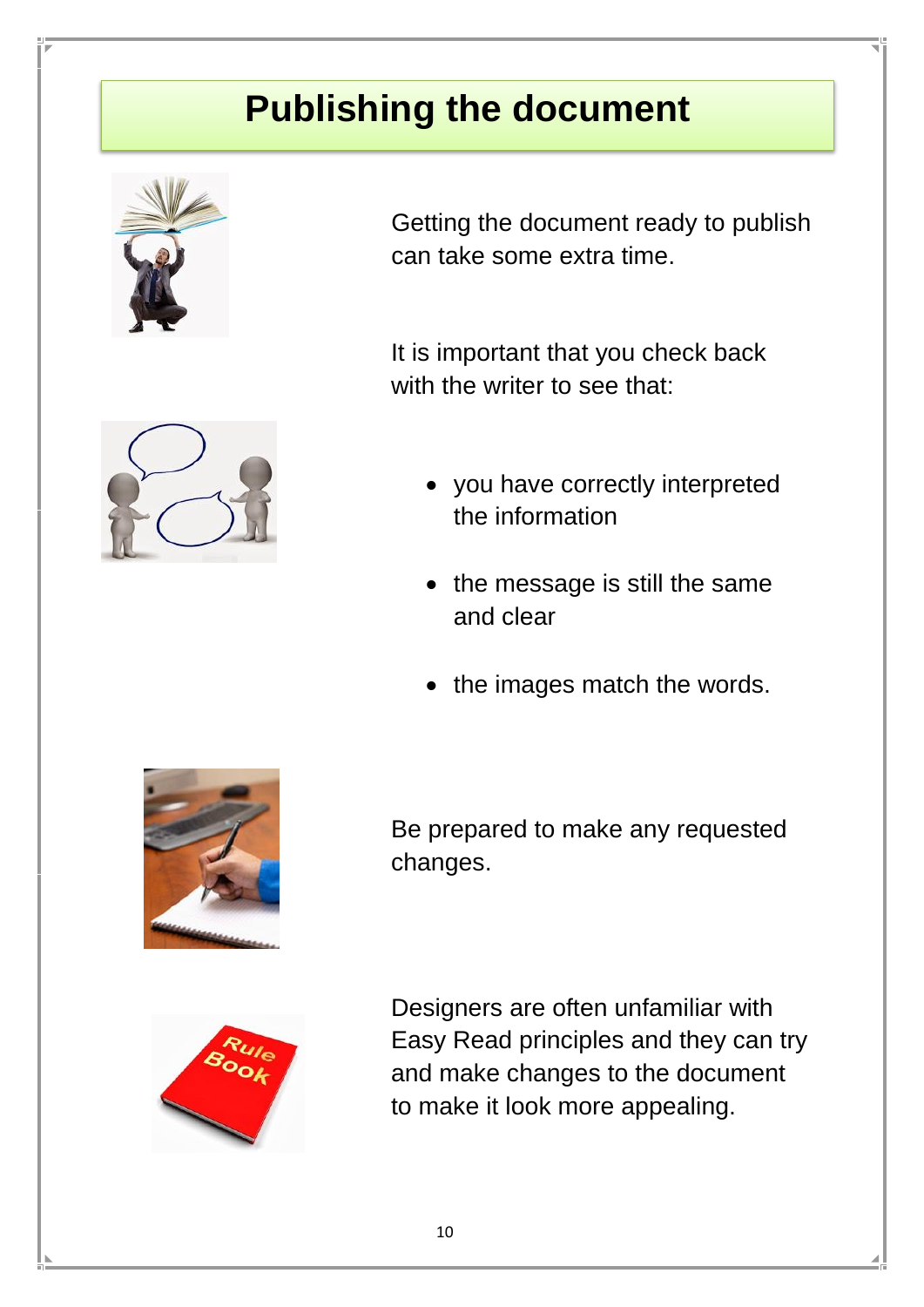# Publishing the document

Getting the document ready to publish can take some extra time.

It is important that you check back with the writer to see that:

- you have correctly interpreted the information
- the message is still the same and clear
- the images match the words.

Be prepared to make any requested changes.

Designers are often unfamiliar with Easy Read principles and they can try and make changes to the document to make it look more appealing.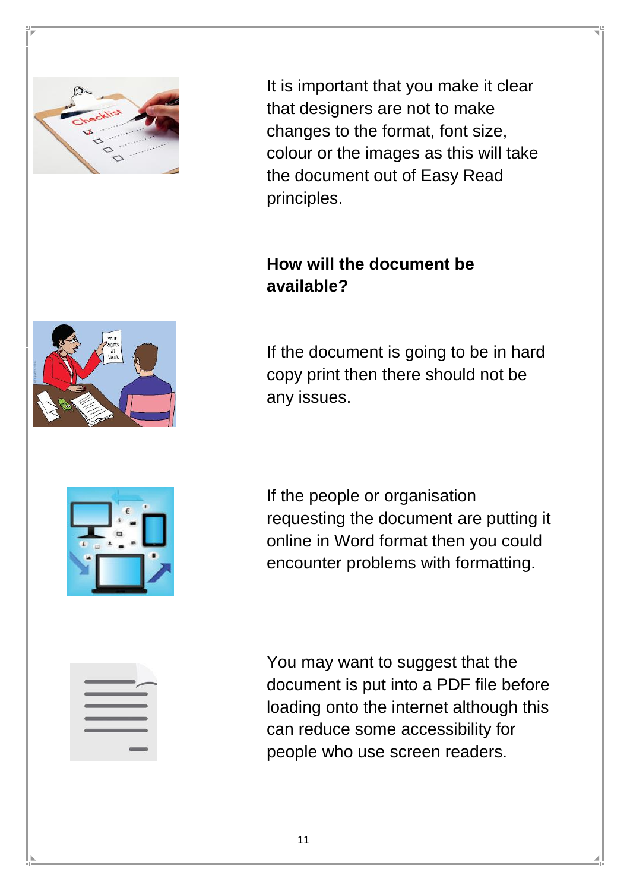It is important that you make it clear that designers are not to make changes to the format, font size, colour or the images as this will take the document out of Easy Read principles.

**How will the document be available?**

If the document is going to be in hard copy print then there should not be any issues.

If the people or organisation requesting the document are putting it online in Word format then you could encounter problems with formatting.

You may want to suggest that the document is put into a PDF file before loading onto the internet although this can reduce some accessibility for people who use screen readers.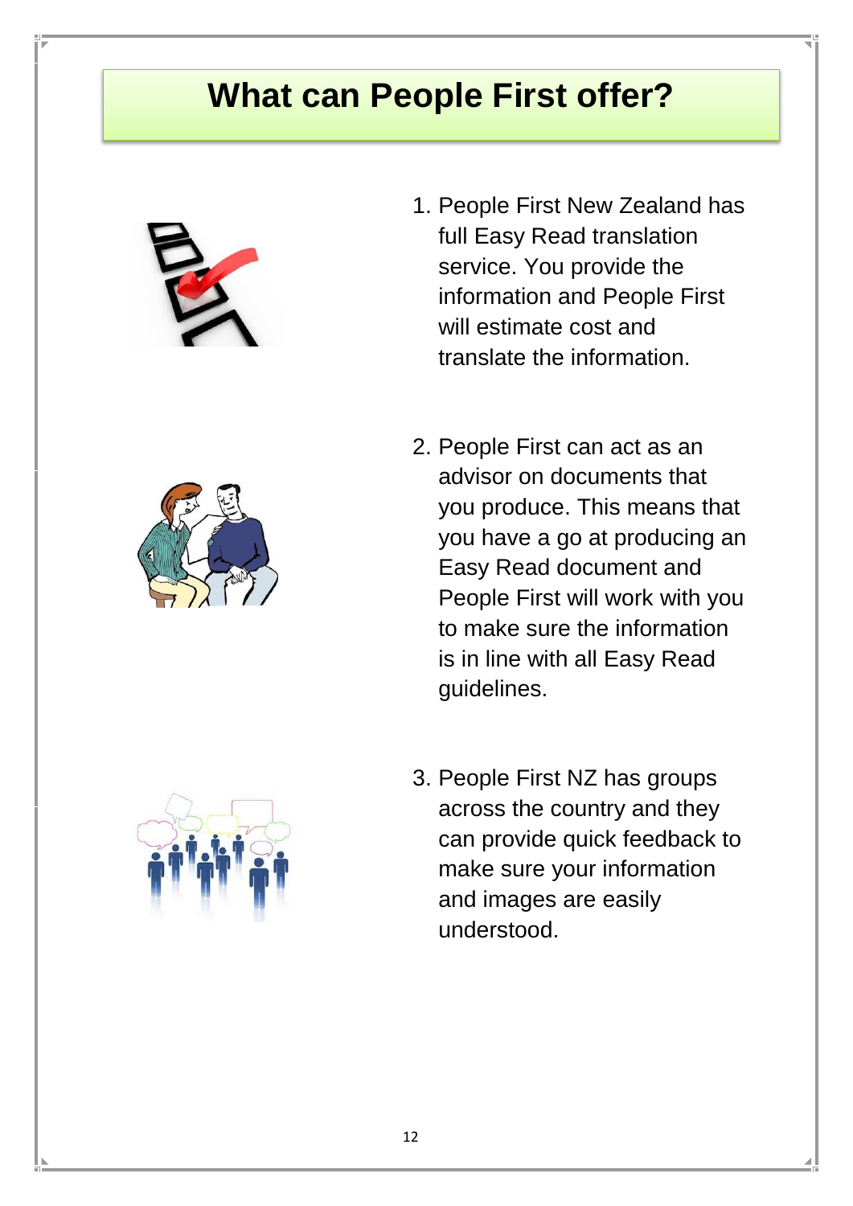# What can People First offer?

1. People First New Zealand has full Easy Read translation service. You provide the information and People First will estimate cost and translate the information.

2. People First can act as an advisor on documents that you produce. This means that you have a go at producing an Easy Read document and People First will work with you to make sure the information is in line with all Easy Read guidelines.

3. People First NZ has groups across the country and they can provide quick feedback to make sure your information and images are easily understood.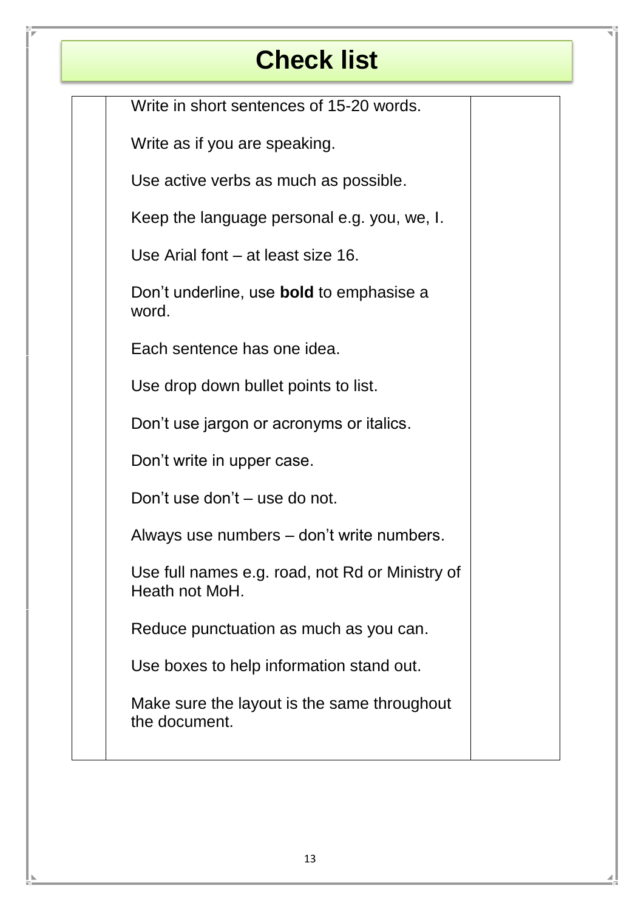# Check list

| | | |
|---|---|---|
| | Write in short sentences of 15-20 words.<br><br>Write as if you are speaking.<br><br>Use active verbs as much as possible.<br><br>Keep the language personal e.g. you, we, I.<br><br>Use Arial font – at least size 16.<br><br>Don't underline, use **bold** to emphasise a word.<br><br>Each sentence has one idea.<br><br>Use drop down bullet points to list.<br><br>Don't use jargon or acronyms or italics.<br><br>Don't write in upper case.<br><br>Don't use don't – use do not.<br><br>Always use numbers – don't write numbers.<br><br>Use full names e.g. road, not Rd or Ministry of Heath not MoH.<br><br>Reduce punctuation as much as you can.<br><br>Use boxes to help information stand out.<br><br>Make sure the layout is the same throughout the document. | |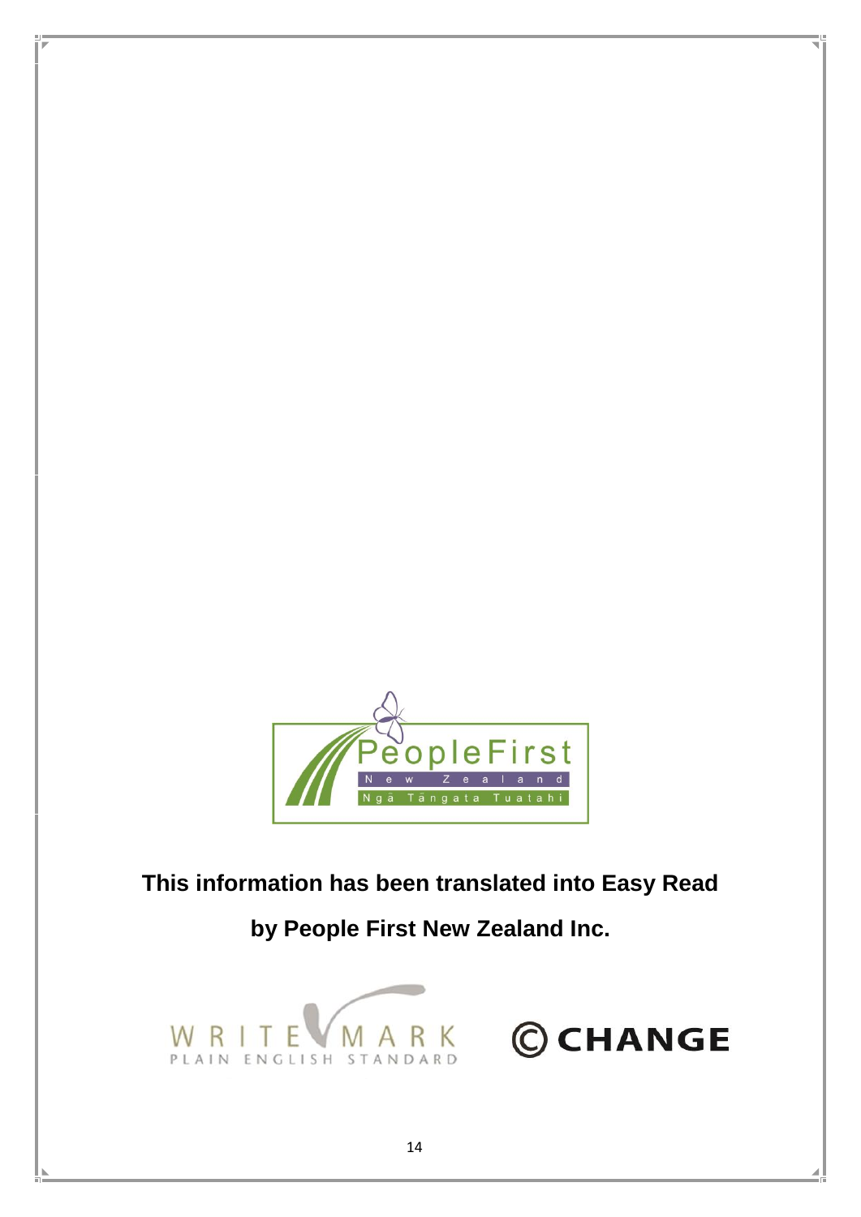This information has been translated into Easy Read

by People First New Zealand Inc.